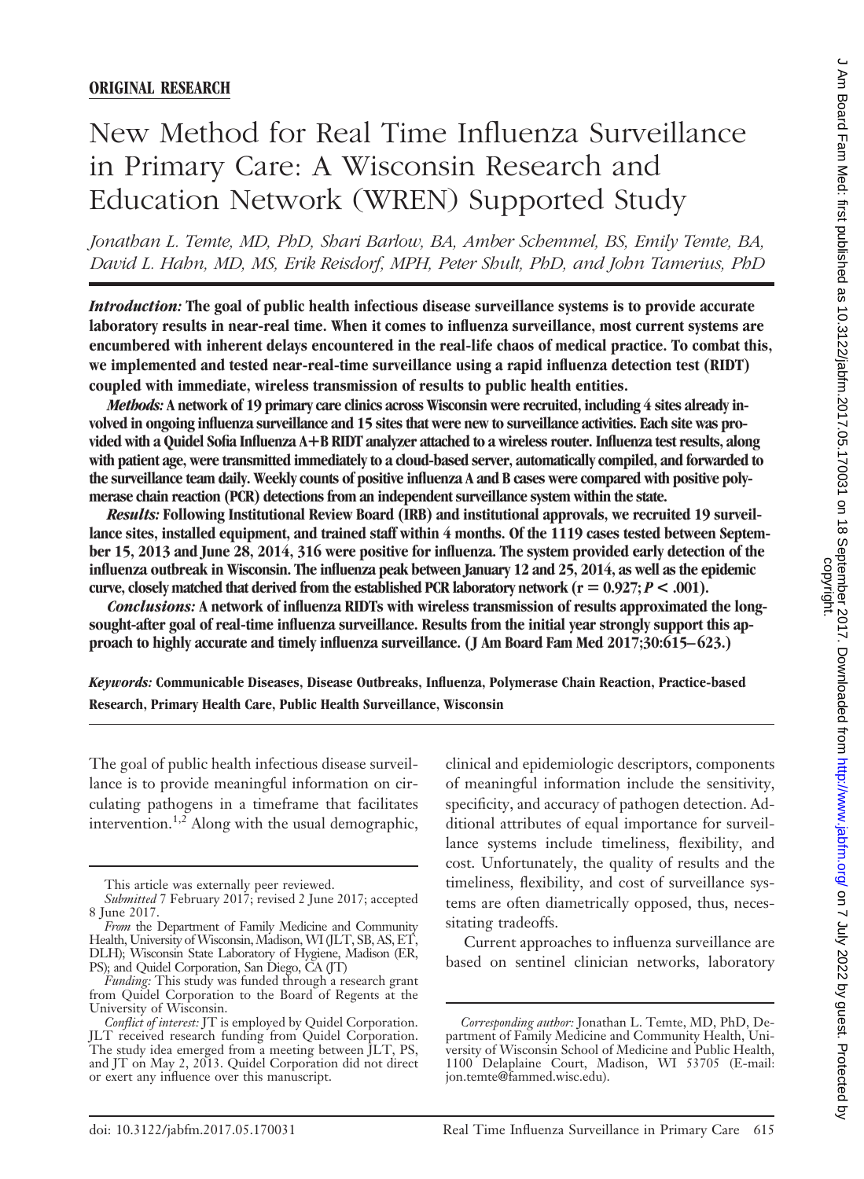**ORIGINAL RESEARCH**

# New Method for Real Time Influenza Surveillance in Primary Care: A Wisconsin Research and Education Network (WREN) Supported Study

*Jonathan L. Temte, MD, PhD, Shari Barlow, BA, Amber Schemmel, BS, Emily Temte, BA, David L. Hahn, MD, MS, Erik Reisdorf, MPH, Peter Shult, PhD, and John Tamerius, PhD*

***Introduction:*** **The goal of public health infectious disease surveillance systems is to provide accurate laboratory results in near-real time. When it comes to influenza surveillance, most current systems are encumbered with inherent delays encountered in the real-life chaos of medical practice. To combat this, we implemented and tested near-real-time surveillance using a rapid influenza detection test (RIDT) coupled with immediate, wireless transmission of results to public health entities.**

***Methods:*** **A network of 19 primary care clinics across Wisconsin were recruited, including 4 sites already involved in ongoing influenza surveillance and 15 sites that were new to surveillance activities. Each site was provided with a Quidel Sofia Influenza A+B RIDT analyzer attached to a wireless router. Influenza test results, along with patient age, were transmitted immediately to a cloud-based server, automatically compiled, and forwarded to the surveillance team daily. Weekly counts of positive influenza A and B cases were compared with positive polymerase chain reaction (PCR) detections from an independent surveillance system within the state.**

***Results:*** **Following Institutional Review Board (IRB) and institutional approvals, we recruited 19 surveillance sites, installed equipment, and trained staff within 4 months. Of the 1119 cases tested between September 15, 2013 and June 28, 2014, 316 were positive for influenza. The system provided early detection of the influenza outbreak in Wisconsin. The influenza peak between January 12 and 25, 2014, as well as the epidemic curve, closely matched that derived from the established PCR laboratory network ($r = 0.927$; $P < .001$).**

***Conclusions:*** **A network of influenza RIDTs with wireless transmission of results approximated the long-sought-after goal of real-time influenza surveillance. Results from the initial year strongly support this approach to highly accurate and timely influenza surveillance. (J Am Board Fam Med 2017;30:615–623.)**

***Keywords:*** **Communicable Diseases, Disease Outbreaks, Influenza, Polymerase Chain Reaction, Practice-based Research, Primary Health Care, Public Health Surveillance, Wisconsin**

---

The goal of public health infectious disease surveillance is to provide meaningful information on circulating pathogens in a timeframe that facilitates intervention.[1,2] Along with the usual demographic, clinical and epidemiologic descriptors, components of meaningful information include the sensitivity, specificity, and accuracy of pathogen detection. Additional attributes of equal importance for surveillance systems include timeliness, flexibility, and cost. Unfortunately, the quality of results and the timeliness, flexibility, and cost of surveillance systems are often diametrically opposed, thus, necessitating tradeoffs.

Current approaches to influenza surveillance are based on sentinel clinician networks, laboratory

---

This article was externally peer reviewed.

*Submitted* 7 February 2017; revised 2 June 2017; accepted 8 June 2017.

*From* the Department of Family Medicine and Community Health, University of Wisconsin, Madison, WI (JLT, SB, AS, ET, DLH); Wisconsin State Laboratory of Hygiene, Madison (ER, PS); and Quidel Corporation, San Diego, CA (JT)

*Funding:* This study was funded through a research grant from Quidel Corporation to the Board of Regents at the University of Wisconsin.

*Conflict of interest:* JT is employed by Quidel Corporation. JLT received research funding from Quidel Corporation. The study idea emerged from a meeting between JLT, PS, and JT on May 2, 2013. Quidel Corporation did not direct or exert any influence over this manuscript.

*Corresponding author:* Jonathan L. Temte, MD, PhD, Department of Family Medicine and Community Health, University of Wisconsin School of Medicine and Public Health, 1100 Delaplaine Court, Madison, WI 53705 (E-mail: jon.temte@fammed.wisc.edu).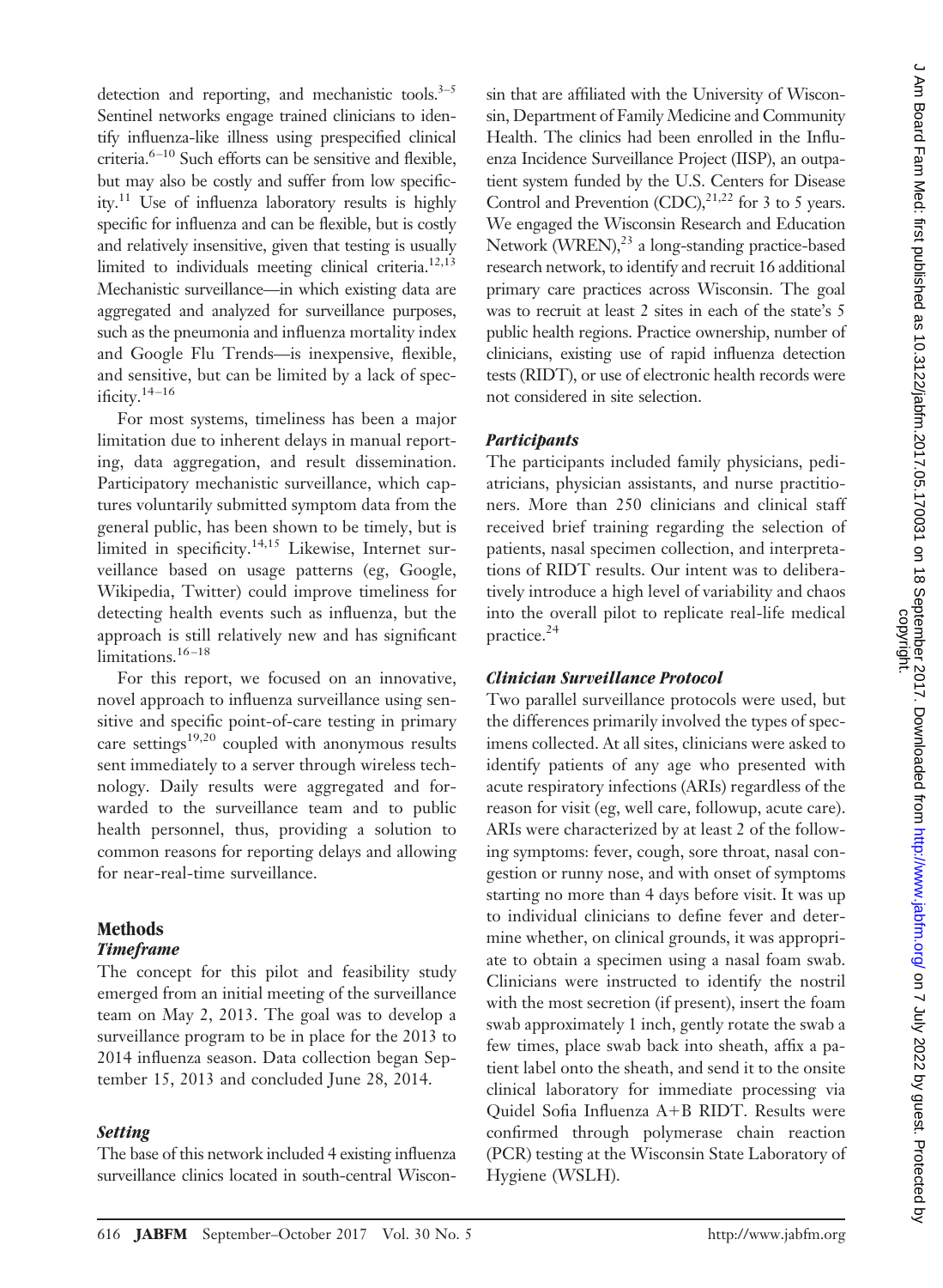detection and reporting, and mechanistic tools.[3–5] Sentinel networks engage trained clinicians to identify influenza-like illness using prespecified clinical criteria.[6–10] Such efforts can be sensitive and flexible, but may also be costly and suffer from low specificity.[11] Use of influenza laboratory results is highly specific for influenza and can be flexible, but is costly and relatively insensitive, given that testing is usually limited to individuals meeting clinical criteria.[12,13] Mechanistic surveillance—in which existing data are aggregated and analyzed for surveillance purposes, such as the pneumonia and influenza mortality index and Google Flu Trends—is inexpensive, flexible, and sensitive, but can be limited by a lack of specificity.[14–16]

For most systems, timeliness has been a major limitation due to inherent delays in manual reporting, data aggregation, and result dissemination. Participatory mechanistic surveillance, which captures voluntarily submitted symptom data from the general public, has been shown to be timely, but is limited in specificity.[14,15] Likewise, Internet surveillance based on usage patterns (eg, Google, Wikipedia, Twitter) could improve timeliness for detecting health events such as influenza, but the approach is still relatively new and has significant limitations.[16–18]

For this report, we focused on an innovative, novel approach to influenza surveillance using sensitive and specific point-of-care testing in primary care settings[19,20] coupled with anonymous results sent immediately to a server through wireless technology. Daily results were aggregated and forwarded to the surveillance team and to public health personnel, thus, providing a solution to common reasons for reporting delays and allowing for near-real-time surveillance.

## Methods

### *Timeframe*

The concept for this pilot and feasibility study emerged from an initial meeting of the surveillance team on May 2, 2013. The goal was to develop a surveillance program to be in place for the 2013 to 2014 influenza season. Data collection began September 15, 2013 and concluded June 28, 2014.

### *Setting*

The base of this network included 4 existing influenza surveillance clinics located in south-central Wisconsin that are affiliated with the University of Wisconsin, Department of Family Medicine and Community Health. The clinics had been enrolled in the Influenza Incidence Surveillance Project (IISP), an outpatient system funded by the U.S. Centers for Disease Control and Prevention (CDC),[21,22] for 3 to 5 years. We engaged the Wisconsin Research and Education Network (WREN),[23] a long-standing practice-based research network, to identify and recruit 16 additional primary care practices across Wisconsin. The goal was to recruit at least 2 sites in each of the state's 5 public health regions. Practice ownership, number of clinicians, existing use of rapid influenza detection tests (RIDT), or use of electronic health records were not considered in site selection.

### *Participants*

The participants included family physicians, pediatricians, physician assistants, and nurse practitioners. More than 250 clinicians and clinical staff received brief training regarding the selection of patients, nasal specimen collection, and interpretations of RIDT results. Our intent was to deliberatively introduce a high level of variability and chaos into the overall pilot to replicate real-life medical practice.[24]

### *Clinician Surveillance Protocol*

Two parallel surveillance protocols were used, but the differences primarily involved the types of specimens collected. At all sites, clinicians were asked to identify patients of any age who presented with acute respiratory infections (ARIs) regardless of the reason for visit (eg, well care, followup, acute care). ARIs were characterized by at least 2 of the following symptoms: fever, cough, sore throat, nasal congestion or runny nose, and with onset of symptoms starting no more than 4 days before visit. It was up to individual clinicians to define fever and determine whether, on clinical grounds, it was appropriate to obtain a specimen using a nasal foam swab. Clinicians were instructed to identify the nostril with the most secretion (if present), insert the foam swab approximately 1 inch, gently rotate the swab a few times, place swab back into sheath, affix a patient label onto the sheath, and send it to the onsite clinical laboratory for immediate processing via Quidel Sofia Influenza A+B RIDT. Results were confirmed through polymerase chain reaction (PCR) testing at the Wisconsin State Laboratory of Hygiene (WSLH).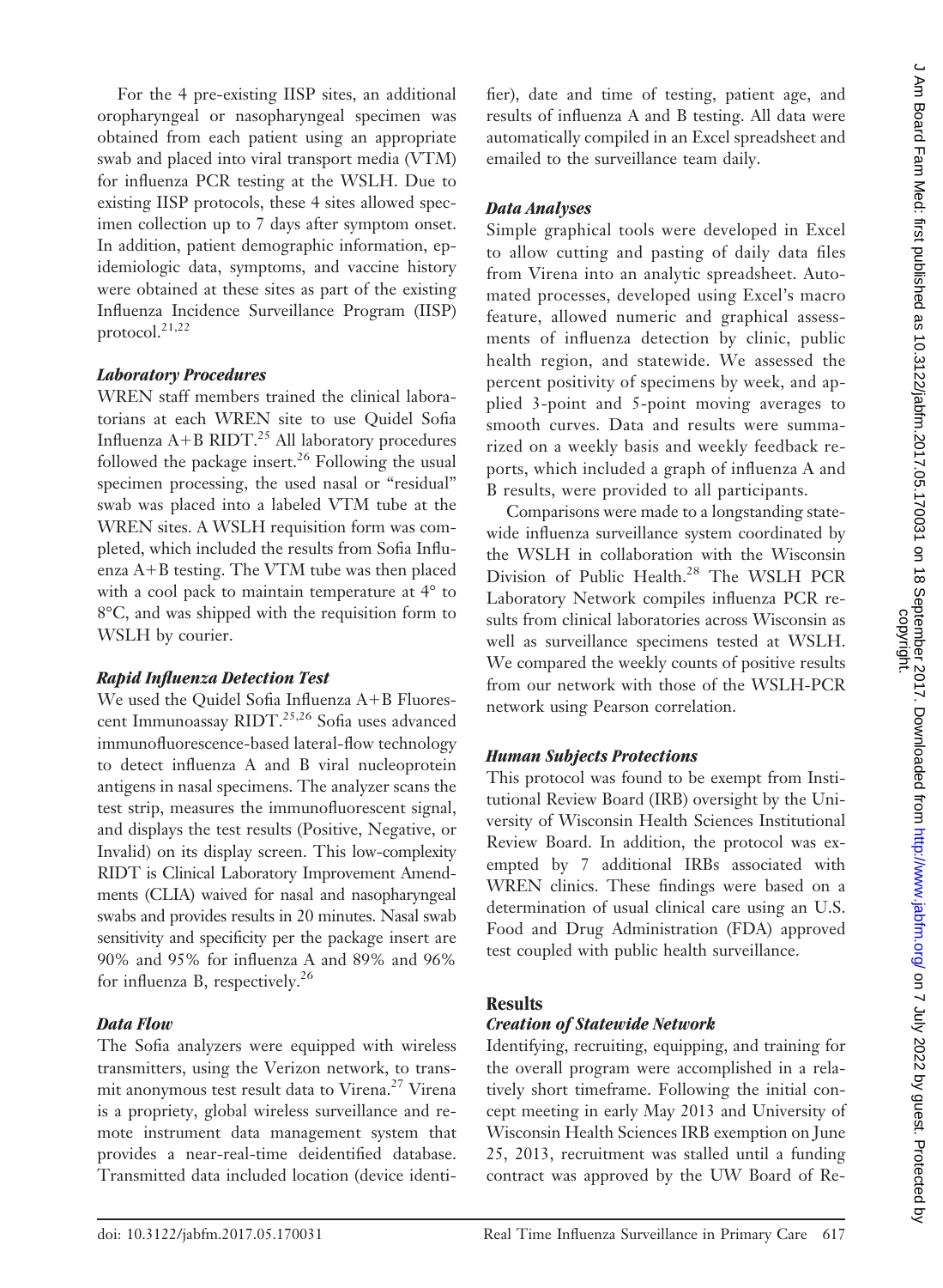For the 4 pre-existing IISP sites, an additional oropharyngeal or nasopharyngeal specimen was obtained from each patient using an appropriate swab and placed into viral transport media (VTM) for influenza PCR testing at the WSLH. Due to existing IISP protocols, these 4 sites allowed specimen collection up to 7 days after symptom onset. In addition, patient demographic information, epidemiologic data, symptoms, and vaccine history were obtained at these sites as part of the existing Influenza Incidence Surveillance Program (IISP) protocol.[21,22]

### *Laboratory Procedures*

WREN staff members trained the clinical laboratorians at each WREN site to use Quidel Sofia Influenza A+B RIDT.[25] All laboratory procedures followed the package insert.[26] Following the usual specimen processing, the used nasal or "residual" swab was placed into a labeled VTM tube at the WREN sites. A WSLH requisition form was completed, which included the results from Sofia Influenza A+B testing. The VTM tube was then placed with a cool pack to maintain temperature at 4° to 8°C, and was shipped with the requisition form to WSLH by courier.

### *Rapid Influenza Detection Test*

We used the Quidel Sofia Influenza A+B Fluorescent Immunoassay RIDT.[25,26] Sofia uses advanced immunofluorescence-based lateral-flow technology to detect influenza A and B viral nucleoprotein antigens in nasal specimens. The analyzer scans the test strip, measures the immunofluorescent signal, and displays the test results (Positive, Negative, or Invalid) on its display screen. This low-complexity RIDT is Clinical Laboratory Improvement Amendments (CLIA) waived for nasal and nasopharyngeal swabs and provides results in 20 minutes. Nasal swab sensitivity and specificity per the package insert are 90% and 95% for influenza A and 89% and 96% for influenza B, respectively.[26]

### *Data Flow*

The Sofia analyzers were equipped with wireless transmitters, using the Verizon network, to transmit anonymous test result data to Virena.[27] Virena is a propriety, global wireless surveillance and remote instrument data management system that provides a near-real-time deidentified database. Transmitted data included location (device identifier), date and time of testing, patient age, and results of influenza A and B testing. All data were automatically compiled in an Excel spreadsheet and emailed to the surveillance team daily.

### *Data Analyses*

Simple graphical tools were developed in Excel to allow cutting and pasting of daily data files from Virena into an analytic spreadsheet. Automated processes, developed using Excel's macro feature, allowed numeric and graphical assessments of influenza detection by clinic, public health region, and statewide. We assessed the percent positivity of specimens by week, and applied 3-point and 5-point moving averages to smooth curves. Data and results were summarized on a weekly basis and weekly feedback reports, which included a graph of influenza A and B results, were provided to all participants.

Comparisons were made to a longstanding statewide influenza surveillance system coordinated by the WSLH in collaboration with the Wisconsin Division of Public Health.[28] The WSLH PCR Laboratory Network compiles influenza PCR results from clinical laboratories across Wisconsin as well as surveillance specimens tested at WSLH. We compared the weekly counts of positive results from our network with those of the WSLH-PCR network using Pearson correlation.

### *Human Subjects Protections*

This protocol was found to be exempt from Institutional Review Board (IRB) oversight by the University of Wisconsin Health Sciences Institutional Review Board. In addition, the protocol was exempted by 7 additional IRBs associated with WREN clinics. These findings were based on a determination of usual clinical care using an U.S. Food and Drug Administration (FDA) approved test coupled with public health surveillance.

## Results

### *Creation of Statewide Network*

Identifying, recruiting, equipping, and training for the overall program were accomplished in a relatively short timeframe. Following the initial concept meeting in early May 2013 and University of Wisconsin Health Sciences IRB exemption on June 25, 2013, recruitment was stalled until a funding contract was approved by the UW Board of Re-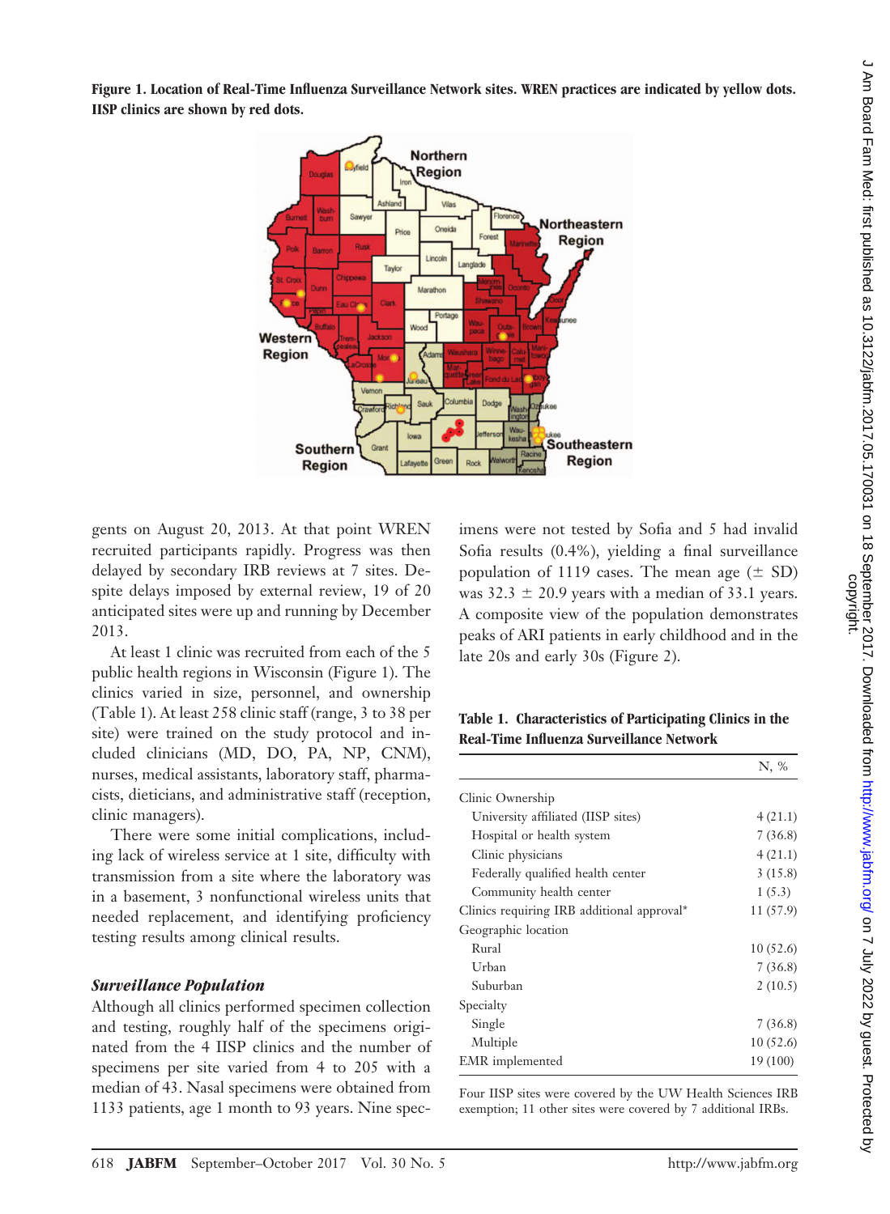**Figure 1. Location of Real-Time Influenza Surveillance Network sites. WREN practices are indicated by yellow dots. IISP clinics are shown by red dots.**

gents on August 20, 2013. At that point WREN recruited participants rapidly. Progress was then delayed by secondary IRB reviews at 7 sites. Despite delays imposed by external review, 19 of 20 anticipated sites were up and running by December 2013.

At least 1 clinic was recruited from each of the 5 public health regions in Wisconsin (Figure 1). The clinics varied in size, personnel, and ownership (Table 1). At least 258 clinic staff (range, 3 to 38 per site) were trained on the study protocol and included clinicians (MD, DO, PA, NP, CNM), nurses, medical assistants, laboratory staff, pharmacists, dieticians, and administrative staff (reception, clinic managers).

There were some initial complications, including lack of wireless service at 1 site, difficulty with transmission from a site where the laboratory was in a basement, 3 nonfunctional wireless units that needed replacement, and identifying proficiency testing results among clinical results.

### *Surveillance Population*

Although all clinics performed specimen collection and testing, roughly half of the specimens originated from the 4 IISP clinics and the number of specimens per site varied from 4 to 205 with a median of 43. Nasal specimens were obtained from 1133 patients, age 1 month to 93 years. Nine specimens were not tested by Sofia and 5 had invalid Sofia results (0.4%), yielding a final surveillance population of 1119 cases. The mean age ($\pm$ SD) was 32.3 $\pm$ 20.9 years with a median of 33.1 years. A composite view of the population demonstrates peaks of ARI patients in early childhood and in the late 20s and early 30s (Figure 2).

**Table 1. Characteristics of Participating Clinics in the Real-Time Influenza Surveillance Network**

| | N, % |
|---|---|
| Clinic Ownership | |
| University affiliated (IISP sites) | 4 (21.1) |
| Hospital or health system | 7 (36.8) |
| Clinic physicians | 4 (21.1) |
| Federally qualified health center | 3 (15.8) |
| Community health center | 1 (5.3) |
| Clinics requiring IRB additional approval* | 11 (57.9) |
| Geographic location | |
| Rural | 10 (52.6) |
| Urban | 7 (36.8) |
| Suburban | 2 (10.5) |
| Specialty | |
| Single | 7 (36.8) |
| Multiple | 10 (52.6) |
| EMR implemented | 19 (100) |

Four IISP sites were covered by the UW Health Sciences IRB exemption; 11 other sites were covered by 7 additional IRBs.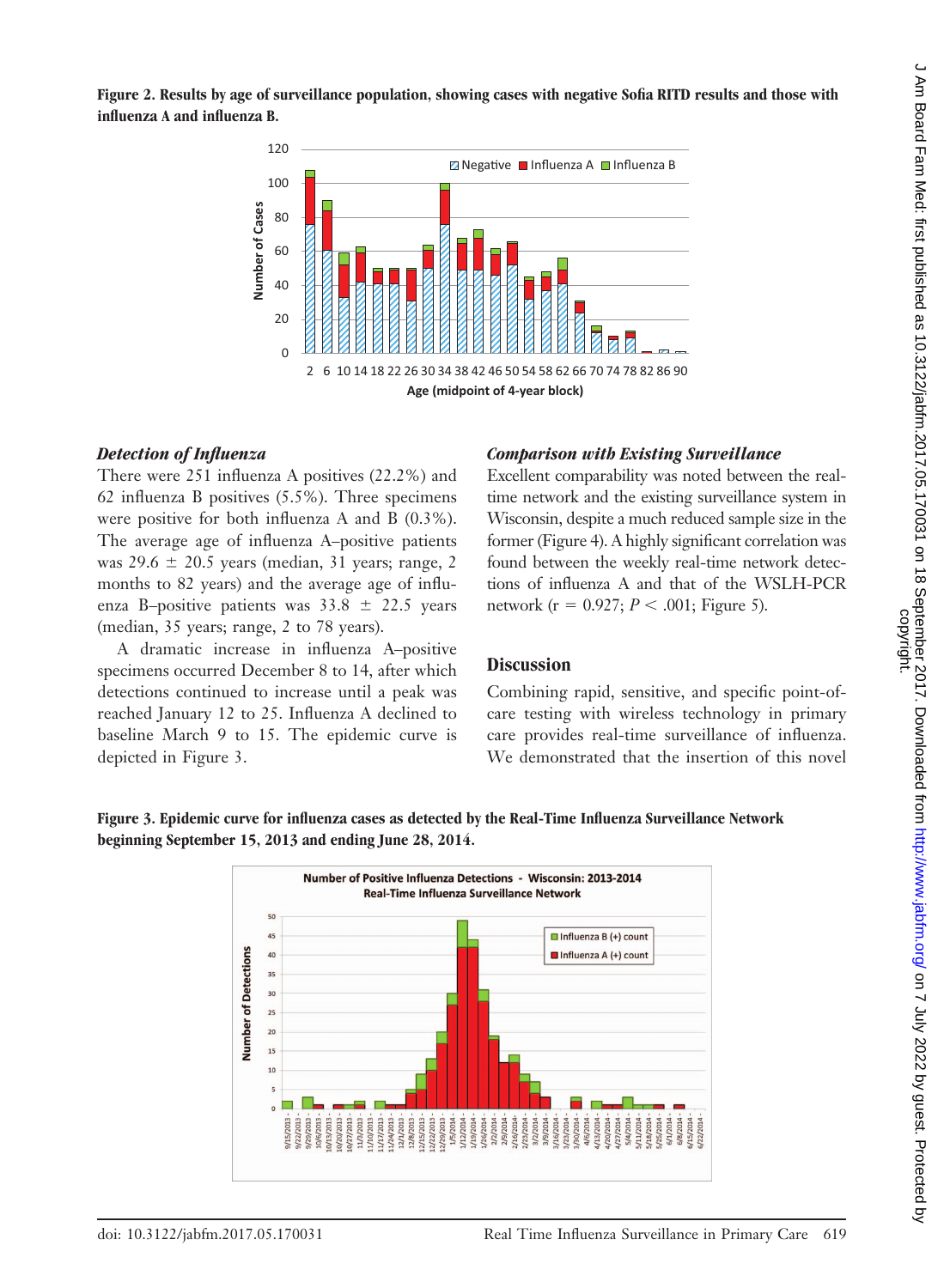**Figure 2. Results by age of surveillance population, showing cases with negative Sofia RITD results and those with influenza A and influenza B.**

### *Detection of Influenza*

There were 251 influenza A positives (22.2%) and 62 influenza B positives (5.5%). Three specimens were positive for both influenza A and B (0.3%). The average age of influenza A–positive patients was 29.6 ± 20.5 years (median, 31 years; range, 2 months to 82 years) and the average age of influenza B–positive patients was 33.8 ± 22.5 years (median, 35 years; range, 2 to 78 years).

A dramatic increase in influenza A–positive specimens occurred December 8 to 14, after which detections continued to increase until a peak was reached January 12 to 25. Influenza A declined to baseline March 9 to 15. The epidemic curve is depicted in Figure 3.

### *Comparison with Existing Surveillance*

Excellent comparability was noted between the real-time network and the existing surveillance system in Wisconsin, despite a much reduced sample size in the former (Figure 4). A highly significant correlation was found between the weekly real-time network detections of influenza A and that of the WSLH-PCR network ($r = 0.927$; $P < .001$; Figure 5).

## Discussion

Combining rapid, sensitive, and specific point-of-care testing with wireless technology in primary care provides real-time surveillance of influenza. We demonstrated that the insertion of this novel

**Figure 3. Epidemic curve for influenza cases as detected by the Real-Time Influenza Surveillance Network beginning September 15, 2013 and ending June 28, 2014.**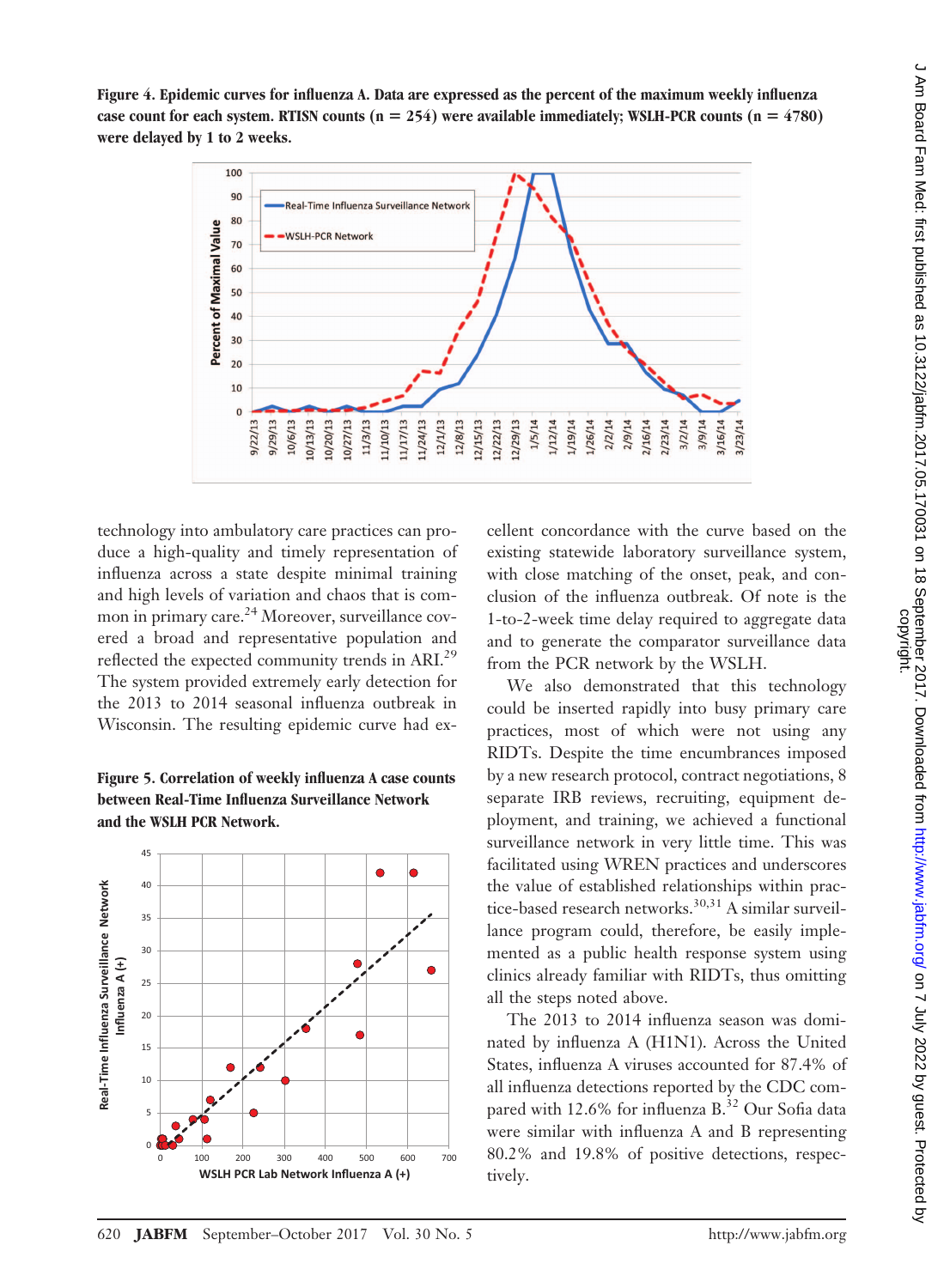**Figure 4. Epidemic curves for influenza A. Data are expressed as the percent of the maximum weekly influenza case count for each system. RTISN counts (n = 254) were available immediately; WSLH-PCR counts (n = 4780) were delayed by 1 to 2 weeks.**

**Figure 5. Correlation of weekly influenza A case counts between Real-Time Influenza Surveillance Network and the WSLH PCR Network.**

technology into ambulatory care practices can produce a high-quality and timely representation of influenza across a state despite minimal training and high levels of variation and chaos that is common in primary care.[24] Moreover, surveillance covered a broad and representative population and reflected the expected community trends in ARI.[29] The system provided extremely early detection for the 2013 to 2014 seasonal influenza outbreak in Wisconsin. The resulting epidemic curve had excellent concordance with the curve based on the existing statewide laboratory surveillance system, with close matching of the onset, peak, and conclusion of the influenza outbreak. Of note is the 1-to-2-week time delay required to aggregate data and to generate the comparator surveillance data from the PCR network by the WSLH.

We also demonstrated that this technology could be inserted rapidly into busy primary care practices, most of which were not using any RIDTs. Despite the time encumbrances imposed by a new research protocol, contract negotiations, 8 separate IRB reviews, recruiting, equipment deployment, and training, we achieved a functional surveillance network in very little time. This was facilitated using WREN practices and underscores the value of established relationships within practice-based research networks.[30,31] A similar surveillance program could, therefore, be easily implemented as a public health response system using clinics already familiar with RIDTs, thus omitting all the steps noted above.

The 2013 to 2014 influenza season was dominated by influenza A (H1N1). Across the United States, influenza A viruses accounted for 87.4% of all influenza detections reported by the CDC compared with 12.6% for influenza B.[32] Our Sofia data were similar with influenza A and B representing 80.2% and 19.8% of positive detections, respectively.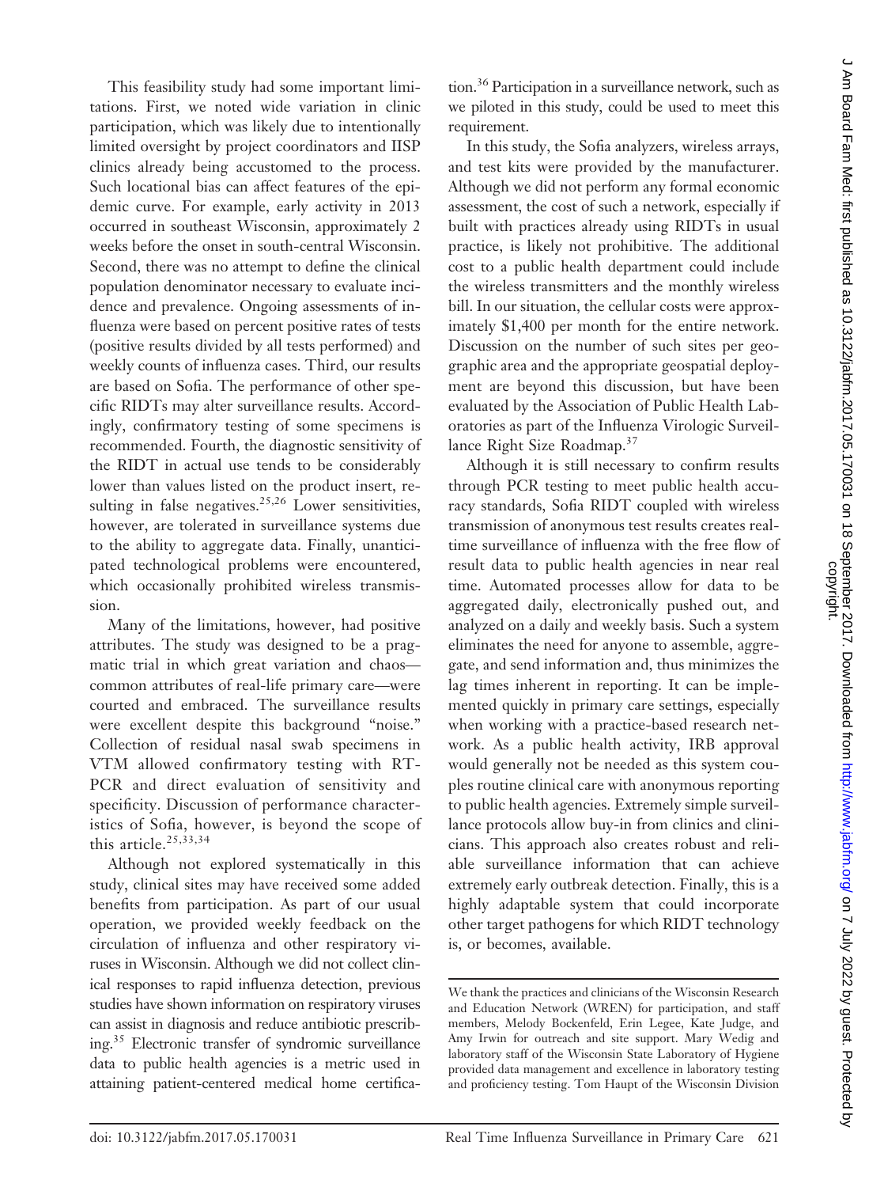This feasibility study had some important limitations. First, we noted wide variation in clinic participation, which was likely due to intentionally limited oversight by project coordinators and IISP clinics already being accustomed to the process. Such locational bias can affect features of the epidemic curve. For example, early activity in 2013 occurred in southeast Wisconsin, approximately 2 weeks before the onset in south-central Wisconsin. Second, there was no attempt to define the clinical population denominator necessary to evaluate incidence and prevalence. Ongoing assessments of influenza were based on percent positive rates of tests (positive results divided by all tests performed) and weekly counts of influenza cases. Third, our results are based on Sofia. The performance of other specific RIDTs may alter surveillance results. Accordingly, confirmatory testing of some specimens is recommended. Fourth, the diagnostic sensitivity of the RIDT in actual use tends to be considerably lower than values listed on the product insert, resulting in false negatives.[25,26] Lower sensitivities, however, are tolerated in surveillance systems due to the ability to aggregate data. Finally, unanticipated technological problems were encountered, which occasionally prohibited wireless transmission.

Many of the limitations, however, had positive attributes. The study was designed to be a pragmatic trial in which great variation and chaos—common attributes of real-life primary care—were courted and embraced. The surveillance results were excellent despite this background "noise." Collection of residual nasal swab specimens in VTM allowed confirmatory testing with RT-PCR and direct evaluation of sensitivity and specificity. Discussion of performance characteristics of Sofia, however, is beyond the scope of this article.[25,33,34]

Although not explored systematically in this study, clinical sites may have received some added benefits from participation. As part of our usual operation, we provided weekly feedback on the circulation of influenza and other respiratory viruses in Wisconsin. Although we did not collect clinical responses to rapid influenza detection, previous studies have shown information on respiratory viruses can assist in diagnosis and reduce antibiotic prescribing.[35] Electronic transfer of syndromic surveillance data to public health agencies is a metric used in attaining patient-centered medical home certification.[36] Participation in a surveillance network, such as we piloted in this study, could be used to meet this requirement.

In this study, the Sofia analyzers, wireless arrays, and test kits were provided by the manufacturer. Although we did not perform any formal economic assessment, the cost of such a network, especially if built with practices already using RIDTs in usual practice, is likely not prohibitive. The additional cost to a public health department could include the wireless transmitters and the monthly wireless bill. In our situation, the cellular costs were approximately $1,400 per month for the entire network. Discussion on the number of such sites per geographic area and the appropriate geospatial deployment are beyond this discussion, but have been evaluated by the Association of Public Health Laboratories as part of the Influenza Virologic Surveillance Right Size Roadmap.[37]

Although it is still necessary to confirm results through PCR testing to meet public health accuracy standards, Sofia RIDT coupled with wireless transmission of anonymous test results creates real-time surveillance of influenza with the free flow of result data to public health agencies in near real time. Automated processes allow for data to be aggregated daily, electronically pushed out, and analyzed on a daily and weekly basis. Such a system eliminates the need for anyone to assemble, aggregate, and send information and, thus minimizes the lag times inherent in reporting. It can be implemented quickly in primary care settings, especially when working with a practice-based research network. As a public health activity, IRB approval would generally not be needed as this system couples routine clinical care with anonymous reporting to public health agencies. Extremely simple surveillance protocols allow buy-in from clinics and clinicians. This approach also creates robust and reliable surveillance information that can achieve extremely early outbreak detection. Finally, this is a highly adaptable system that could incorporate other target pathogens for which RIDT technology is, or becomes, available.

We thank the practices and clinicians of the Wisconsin Research and Education Network (WREN) for participation, and staff members, Melody Bockenfeld, Erin Legee, Kate Judge, and Amy Irwin for outreach and site support. Mary Wedig and laboratory staff of the Wisconsin State Laboratory of Hygiene provided data management and excellence in laboratory testing and proficiency testing. Tom Haupt of the Wisconsin Division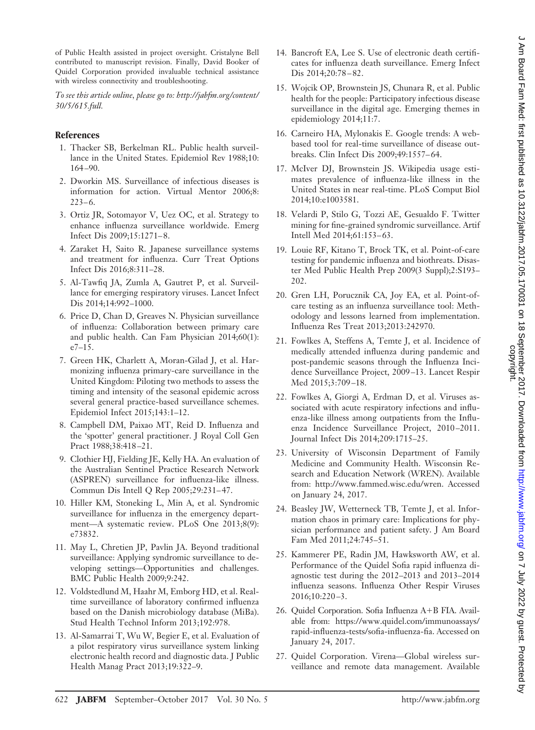of Public Health assisted in project oversight. Cristalyne Bell contributed to manuscript revision. Finally, David Booker of Quidel Corporation provided invaluable technical assistance with wireless connectivity and troubleshooting.

*To see this article online, please go to: http://jabfm.org/content/30/5/615.full.*

## References

1. Thacker SB, Berkelman RL. Public health surveillance in the United States. Epidemiol Rev 1988;10: 164–90.
2. Dworkin MS. Surveillance of infectious diseases is information for action. Virtual Mentor 2006;8: 223–6.
3. Ortiz JR, Sotomayor V, Uez OC, et al. Strategy to enhance influenza surveillance worldwide. Emerg Infect Dis 2009;15:1271–8.
4. Zaraket H, Saito R. Japanese surveillance systems and treatment for influenza. Curr Treat Options Infect Dis 2016;8:311–28.
5. Al-Tawfiq JA, Zumla A, Gautret P, et al. Surveillance for emerging respiratory viruses. Lancet Infect Dis 2014;14:992–1000.
6. Price D, Chan D, Greaves N. Physician surveillance of influenza: Collaboration between primary care and public health. Can Fam Physician 2014;60(1): e7–15.
7. Green HK, Charlett A, Moran-Gilad J, et al. Harmonizing influenza primary-care surveillance in the United Kingdom: Piloting two methods to assess the timing and intensity of the seasonal epidemic across several general practice-based surveillance schemes. Epidemiol Infect 2015;143:1–12.
8. Campbell DM, Paixao MT, Reid D. Influenza and the 'spotter' general practitioner. J Royal Coll Gen Pract 1988;38:418–21.
9. Clothier HJ, Fielding JE, Kelly HA. An evaluation of the Australian Sentinel Practice Research Network (ASPREN) surveillance for influenza-like illness. Commun Dis Intell Q Rep 2005;29:231–47.
10. Hiller KM, Stoneking L, Min A, et al. Syndromic surveillance for influenza in the emergency department—A systematic review. PLoS One 2013;8(9): e73832.
11. May L, Chretien JP, Pavlin JA. Beyond traditional surveillance: Applying syndromic surveillance to developing settings—Opportunities and challenges. BMC Public Health 2009;9:242.
12. Voldstedlund M, Haahr M, Emborg HD, et al. Real-time surveillance of laboratory confirmed influenza based on the Danish microbiology database (MiBa). Stud Health Technol Inform 2013;192:978.
13. Al-Samarrai T, Wu W, Begier E, et al. Evaluation of a pilot respiratory virus surveillance system linking electronic health record and diagnostic data. J Public Health Manag Pract 2013;19:322–9.
14. Bancroft EA, Lee S. Use of electronic death certificates for influenza death surveillance. Emerg Infect Dis 2014;20:78–82.
15. Wojcik OP, Brownstein JS, Chunara R, et al. Public health for the people: Participatory infectious disease surveillance in the digital age. Emerging themes in epidemiology 2014;11:7.
16. Carneiro HA, Mylonakis E. Google trends: A web-based tool for real-time surveillance of disease outbreaks. Clin Infect Dis 2009;49:1557–64.
17. McIver DJ, Brownstein JS. Wikipedia usage estimates prevalence of influenza-like illness in the United States in near real-time. PLoS Comput Biol 2014;10:e1003581.
18. Velardi P, Stilo G, Tozzi AE, Gesualdo F. Twitter mining for fine-grained syndromic surveillance. Artif Intell Med 2014;61:153–63.
19. Louie RF, Kitano T, Brock TK, et al. Point-of-care testing for pandemic influenza and biothreats. Disaster Med Public Health Prep 2009(3 Suppl);2:S193–202.
20. Gren LH, Porucznik CA, Joy EA, et al. Point-of-care testing as an influenza surveillance tool: Methodology and lessons learned from implementation. Influenza Res Treat 2013;2013:242970.
21. Fowlkes A, Steffens A, Temte J, et al. Incidence of medically attended influenza during pandemic and post-pandemic seasons through the Influenza Incidence Surveillance Project, 2009–13. Lancet Respir Med 2015;3:709–18.
22. Fowlkes A, Giorgi A, Erdman D, et al. Viruses associated with acute respiratory infections and influenza-like illness among outpatients from the Influenza Incidence Surveillance Project, 2010–2011. Journal Infect Dis 2014;209:1715–25.
23. University of Wisconsin Department of Family Medicine and Community Health. Wisconsin Research and Education Network (WREN). Available from: http://www.fammed.wisc.edu/wren. Accessed on January 24, 2017.
24. Beasley JW, Wetterneck TB, Temte J, et al. Information chaos in primary care: Implications for physician performance and patient safety. J Am Board Fam Med 2011;24:745–51.
25. Kammerer PE, Radin JM, Hawksworth AW, et al. Performance of the Quidel Sofia rapid influenza diagnostic test during the 2012–2013 and 2013–2014 influenza seasons. Influenza Other Respir Viruses 2016;10:220–3.
26. Quidel Corporation. Sofia Influenza A+B FIA. Available from: https://www.quidel.com/immunoassays/rapid-influenza-tests/sofia-influenza-fia. Accessed on January 24, 2017.
27. Quidel Corporation. Virena—Global wireless surveillance and remote data management. Available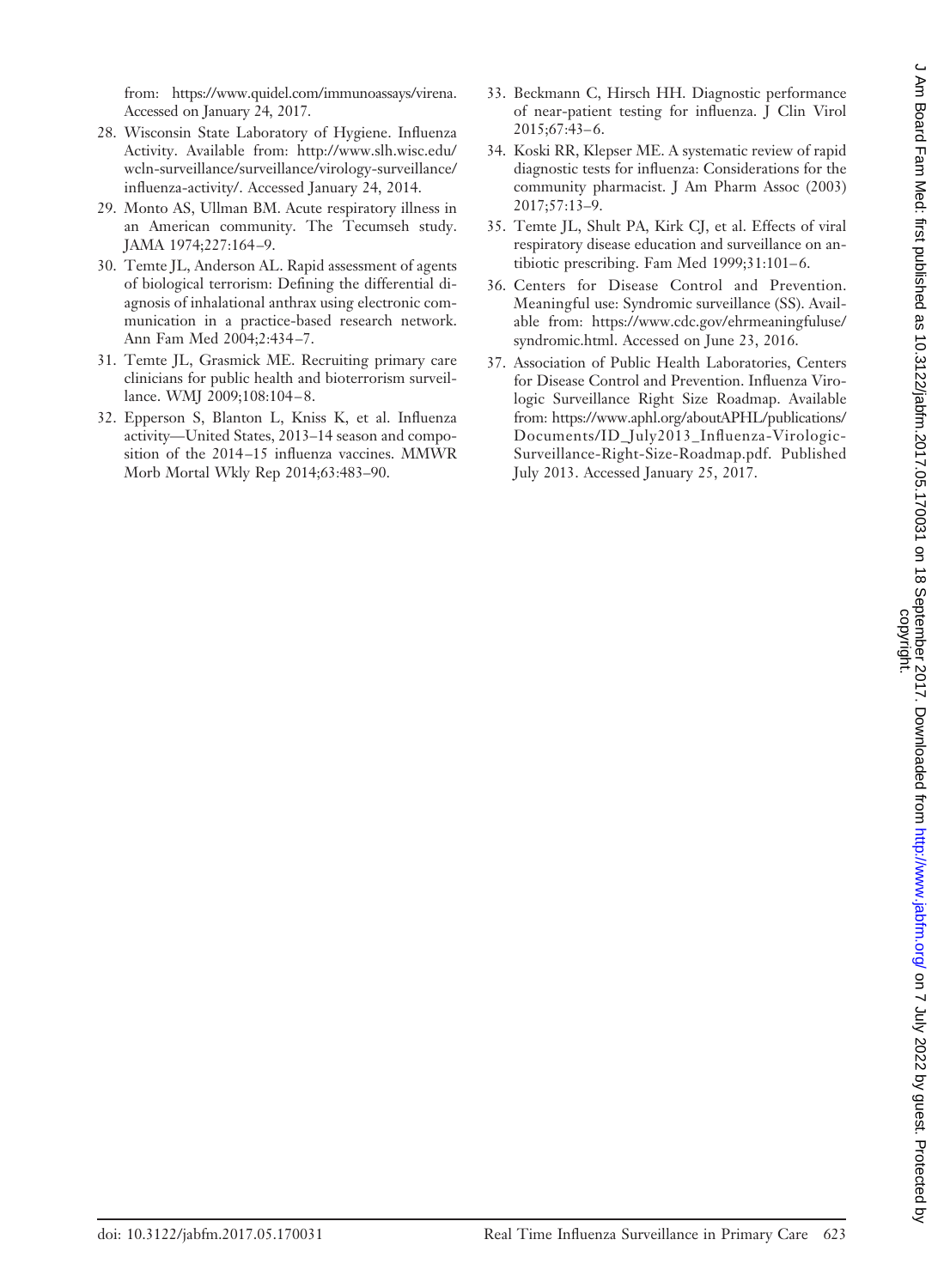from: https://www.quidel.com/immunoassays/virena. Accessed on January 24, 2017.

28. Wisconsin State Laboratory of Hygiene. Influenza Activity. Available from: http://www.slh.wisc.edu/wcln-surveillance/surveillance/virology-surveillance/influenza-activity/. Accessed January 24, 2014.
29. Monto AS, Ullman BM. Acute respiratory illness in an American community. The Tecumseh study. JAMA 1974;227:164–9.
30. Temte JL, Anderson AL. Rapid assessment of agents of biological terrorism: Defining the differential diagnosis of inhalational anthrax using electronic communication in a practice-based research network. Ann Fam Med 2004;2:434–7.
31. Temte JL, Grasmick ME. Recruiting primary care clinicians for public health and bioterrorism surveillance. WMJ 2009;108:104–8.
32. Epperson S, Blanton L, Kniss K, et al. Influenza activity—United States, 2013–14 season and composition of the 2014–15 influenza vaccines. MMWR Morb Mortal Wkly Rep 2014;63:483–90.
33. Beckmann C, Hirsch HH. Diagnostic performance of near-patient testing for influenza. J Clin Virol 2015;67:43–6.
34. Koski RR, Klepser ME. A systematic review of rapid diagnostic tests for influenza: Considerations for the community pharmacist. J Am Pharm Assoc (2003) 2017;57:13–9.
35. Temte JL, Shult PA, Kirk CJ, et al. Effects of viral respiratory disease education and surveillance on antibiotic prescribing. Fam Med 1999;31:101–6.
36. Centers for Disease Control and Prevention. Meaningful use: Syndromic surveillance (SS). Available from: https://www.cdc.gov/ehrmeaningfuluse/syndromic.html. Accessed on June 23, 2016.
37. Association of Public Health Laboratories, Centers for Disease Control and Prevention. Influenza Virologic Surveillance Right Size Roadmap. Available from: https://www.aphl.org/aboutAPHL/publications/Documents/ID_July2013_Influenza-Virologic-Surveillance-Right-Size-Roadmap.pdf. Published July 2013. Accessed January 25, 2017.